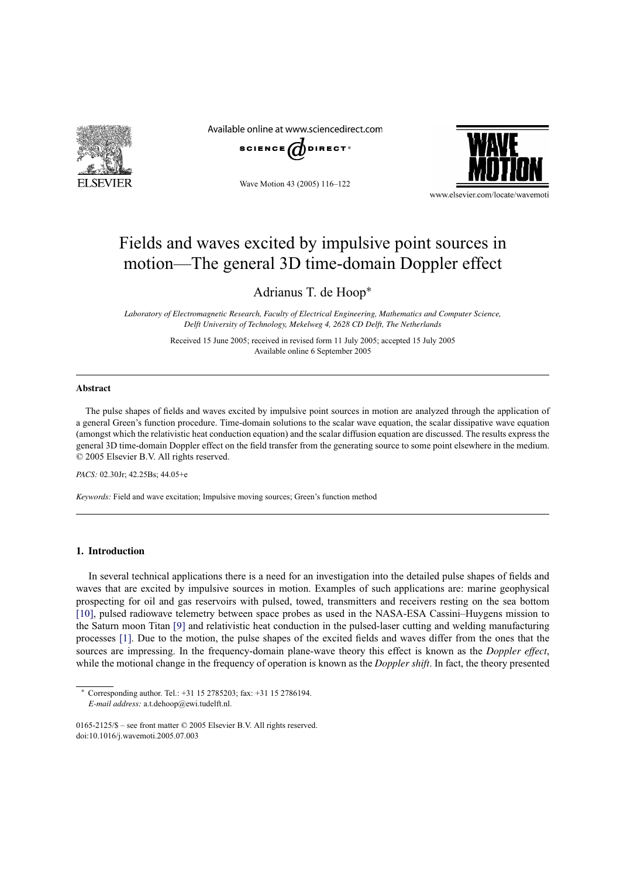# Fields and waves excited by impulsive point sources in motion—The general 3D time-domain Doppler effect

Adrianus T. de Hoop*

*Laboratory of Electromagnetic Research, Faculty of Electrical Engineering, Mathematics and Computer Science, Delft University of Technology, Mekelweg 4, 2628 CD Delft, The Netherlands*

Received 15 June 2005; received in revised form 11 July 2005; accepted 15 July 2005
Available online 6 September 2005

## Abstract

The pulse shapes of fields and waves excited by impulsive point sources in motion are analyzed through the application of a general Green's function procedure. Time-domain solutions to the scalar wave equation, the scalar dissipative wave equation (amongst which the relativistic heat conduction equation) and the scalar diffusion equation are discussed. The results express the general 3D time-domain Doppler effect on the field transfer from the generating source to some point elsewhere in the medium.
© 2005 Elsevier B.V. All rights reserved.

*PACS:* 02.30Jr; 42.25Bs; 44.05+e

*Keywords:* Field and wave excitation; Impulsive moving sources; Green's function method

## 1. Introduction

In several technical applications there is a need for an investigation into the detailed pulse shapes of fields and waves that are excited by impulsive sources in motion. Examples of such applications are: marine geophysical prospecting for oil and gas reservoirs with pulsed, towed, transmitters and receivers resting on the sea bottom [10], pulsed radiowave telemetry between space probes as used in the NASA-ESA Cassini–Huygens mission to the Saturn moon Titan [9] and relativistic heat conduction in the pulsed-laser cutting and welding manufacturing processes [1]. Due to the motion, the pulse shapes of the excited fields and waves differ from the ones that the sources are impressing. In the frequency-domain plane-wave theory this effect is known as the *Doppler effect*, while the motional change in the frequency of operation is known as the *Doppler shift*. In fact, the theory presented

---

* Corresponding author. Tel.: +31 15 2785203; fax: +31 15 2786194.
*E-mail address:* a.t.dehoop@ewi.tudelft.nl.

0165-2125/$ – see front matter © 2005 Elsevier B.V. All rights reserved.
doi:10.1016/j.wavemoti.2005.07.003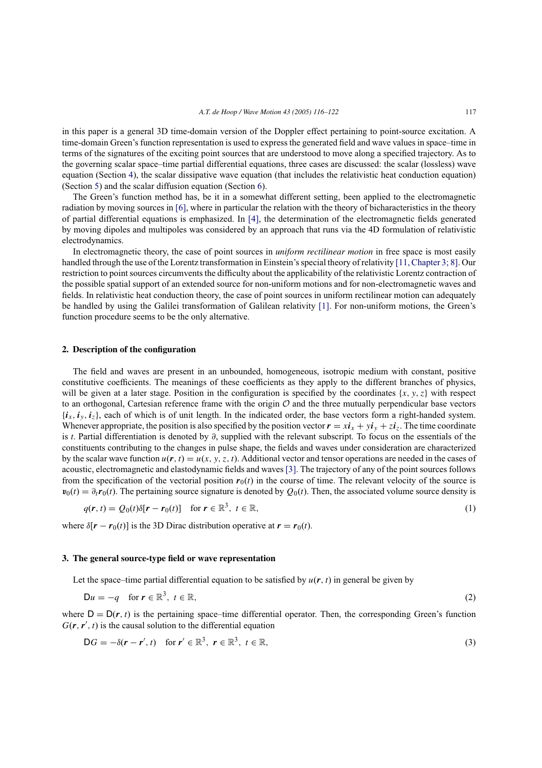in this paper is a general 3D time-domain version of the Doppler effect pertaining to point-source excitation. A time-domain Green's function representation is used to express the generated field and wave values in space–time in terms of the signatures of the exciting point sources that are understood to move along a specified trajectory. As to the governing scalar space–time partial differential equations, three cases are discussed: the scalar (lossless) wave equation (Section 4), the scalar dissipative wave equation (that includes the relativistic heat conduction equation) (Section 5) and the scalar diffusion equation (Section 6).

The Green's function method has, be it in a somewhat different setting, been applied to the electromagnetic radiation by moving sources in [6], where in particular the relation with the theory of bicharacteristics in the theory of partial differential equations is emphasized. In [4], the determination of the electromagnetic fields generated by moving dipoles and multipoles was considered by an approach that runs via the 4D formulation of relativistic electrodynamics.

In electromagnetic theory, the case of point sources in *uniform rectilinear motion* in free space is most easily handled through the use of the Lorentz transformation in Einstein's special theory of relativity [11, Chapter 3; 8]. Our restriction to point sources circumvents the difficulty about the applicability of the relativistic Lorentz contraction of the possible spatial support of an extended source for non-uniform motions and for non-electromagnetic waves and fields. In relativistic heat conduction theory, the case of point sources in uniform rectilinear motion can adequately be handled by using the Galilei transformation of Galilean relativity [1]. For non-uniform motions, the Green's function procedure seems to be the only alternative.

## 2. Description of the configuration

The field and waves are present in an unbounded, homogeneous, isotropic medium with constant, positive constitutive coefficients. The meanings of these coefficients as they apply to the different branches of physics, will be given at a later stage. Position in the configuration is specified by the coordinates $\{x, y, z\}$ with respect to an orthogonal, Cartesian reference frame with the origin $\mathcal{O}$ and the three mutually perpendicular base vectors $\{\boldsymbol{i}_x, \boldsymbol{i}_y, \boldsymbol{i}_z\}$, each of which is of unit length. In the indicated order, the base vectors form a right-handed system. Whenever appropriate, the position is also specified by the position vector $\boldsymbol{r} = x\boldsymbol{i}_x + y\boldsymbol{i}_y + z\boldsymbol{i}_z$. The time coordinate is $t$. Partial differentiation is denoted by $\partial$, supplied with the relevant subscript. To focus on the essentials of the constituents contributing to the changes in pulse shape, the fields and waves under consideration are characterized by the scalar wave function $u(\boldsymbol{r}, t) = u(x, y, z, t)$. Additional vector and tensor operations are needed in the cases of acoustic, electromagnetic and elastodynamic fields and waves [3]. The trajectory of any of the point sources follows from the specification of the vectorial position $\boldsymbol{r}_0(t)$ in the course of time. The relevant velocity of the source is $\boldsymbol{v}_0(t) = \partial_t \boldsymbol{r}_0(t)$. The pertaining source signature is denoted by $Q_0(t)$. Then, the associated volume source density is

$$q(\boldsymbol{r}, t) = Q_0(t)\delta[\boldsymbol{r} - \boldsymbol{r}_0(t)] \quad \text{for } \boldsymbol{r} \in \mathbb{R}^3,\ t \in \mathbb{R}, \tag{1}$$

where $\delta[\boldsymbol{r} - \boldsymbol{r}_0(t)]$ is the 3D Dirac distribution operative at $\boldsymbol{r} = \boldsymbol{r}_0(t)$.

## 3. The general source-type field or wave representation

Let the space–time partial differential equation to be satisfied by $u(\boldsymbol{r}, t)$ in general be given by

$$\mathsf{D}u = -q \quad \text{for } \boldsymbol{r} \in \mathbb{R}^3,\ t \in \mathbb{R}, \tag{2}$$

where $\mathsf{D} = \mathsf{D}(\boldsymbol{r}, t)$ is the pertaining space–time differential operator. Then, the corresponding Green's function $G(\boldsymbol{r}, \boldsymbol{r}', t)$ is the causal solution to the differential equation

$$\mathsf{D}G = -\delta(\boldsymbol{r} - \boldsymbol{r}', t) \quad \text{for } \boldsymbol{r}' \in \mathbb{R}^3,\ \boldsymbol{r} \in \mathbb{R}^3,\ t \in \mathbb{R}, \tag{3}$$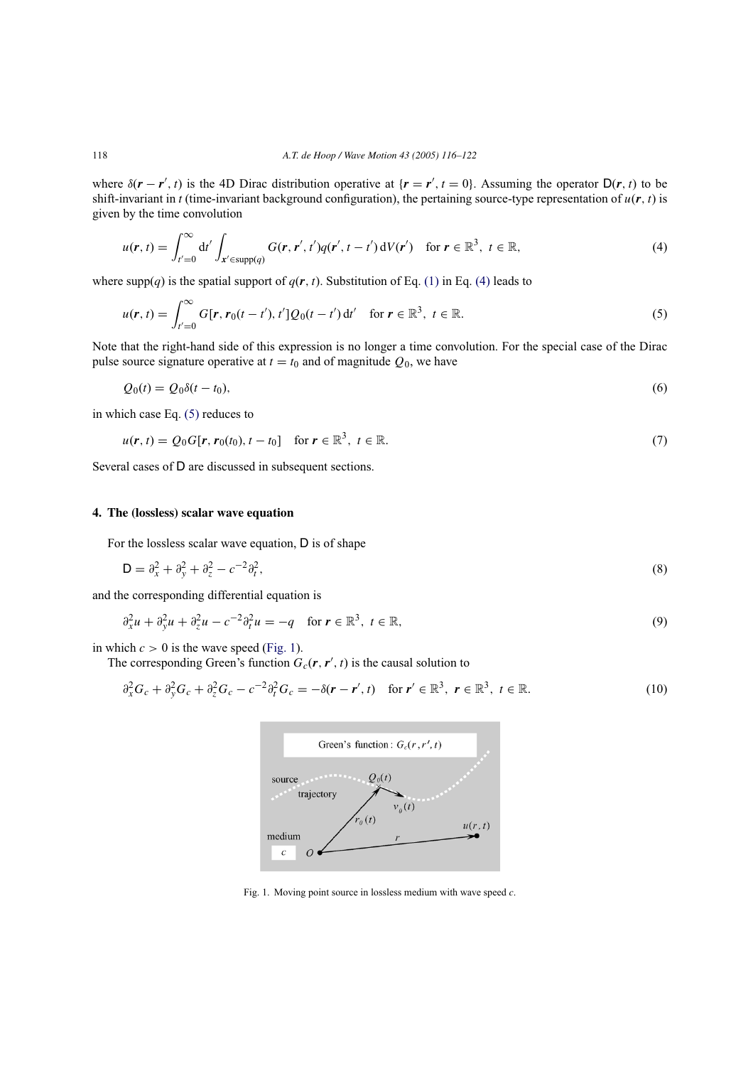where $\delta(\boldsymbol{r}-\boldsymbol{r}', t)$ is the 4D Dirac distribution operative at $\{\boldsymbol{r}=\boldsymbol{r}', t=0\}$. Assuming the operator $\mathsf{D}(\boldsymbol{r}, t)$ to be shift-invariant in $t$ (time-invariant background configuration), the pertaining source-type representation of $u(\boldsymbol{r}, t)$ is given by the time convolution

$$u(\boldsymbol{r}, t) = \int_{t'=0}^{\infty} \mathrm{d}t' \int_{\boldsymbol{x}' \in \mathrm{supp}(q)} G(\boldsymbol{r}, \boldsymbol{r}', t') q(\boldsymbol{r}', t-t')\, \mathrm{d}V(\boldsymbol{r}') \quad \text{for } \boldsymbol{r} \in \mathbb{R}^3,\ t \in \mathbb{R}, \tag{4}$$

where supp($q$) is the spatial support of $q(\boldsymbol{r}, t)$. Substitution of Eq. (1) in Eq. (4) leads to

$$u(\boldsymbol{r}, t) = \int_{t'=0}^{\infty} G[\boldsymbol{r}, \boldsymbol{r}_0(t-t'), t'] Q_0(t-t')\, \mathrm{d}t' \quad \text{for } \boldsymbol{r} \in \mathbb{R}^3,\ t \in \mathbb{R}. \tag{5}$$

Note that the right-hand side of this expression is no longer a time convolution. For the special case of the Dirac pulse source signature operative at $t = t_0$ and of magnitude $Q_0$, we have

$$Q_0(t) = Q_0 \delta(t - t_0), \tag{6}$$

in which case Eq. (5) reduces to

$$u(\boldsymbol{r}, t) = Q_0 G[\boldsymbol{r}, \boldsymbol{r}_0(t_0), t - t_0] \quad \text{for } \boldsymbol{r} \in \mathbb{R}^3,\ t \in \mathbb{R}. \tag{7}$$

Several cases of $\mathsf{D}$ are discussed in subsequent sections.

## 4. The (lossless) scalar wave equation

For the lossless scalar wave equation, $\mathsf{D}$ is of shape

$$\mathsf{D} = \partial_x^2 + \partial_y^2 + \partial_z^2 - c^{-2}\partial_t^2, \tag{8}$$

and the corresponding differential equation is

$$\partial_x^2 u + \partial_y^2 u + \partial_z^2 u - c^{-2}\partial_t^2 u = -q \quad \text{for } \boldsymbol{r} \in \mathbb{R}^3,\ t \in \mathbb{R}, \tag{9}$$

in which $c > 0$ is the wave speed (Fig. 1).

The corresponding Green's function $G_c(\boldsymbol{r}, \boldsymbol{r}', t)$ is the causal solution to

$$\partial_x^2 G_c + \partial_y^2 G_c + \partial_z^2 G_c - c^{-2}\partial_t^2 G_c = -\delta(\boldsymbol{r}-\boldsymbol{r}', t) \quad \text{for } \boldsymbol{r}' \in \mathbb{R}^3,\ \boldsymbol{r} \in \mathbb{R}^3,\ t \in \mathbb{R}. \tag{10}$$

Fig. 1. Moving point source in lossless medium with wave speed $c$.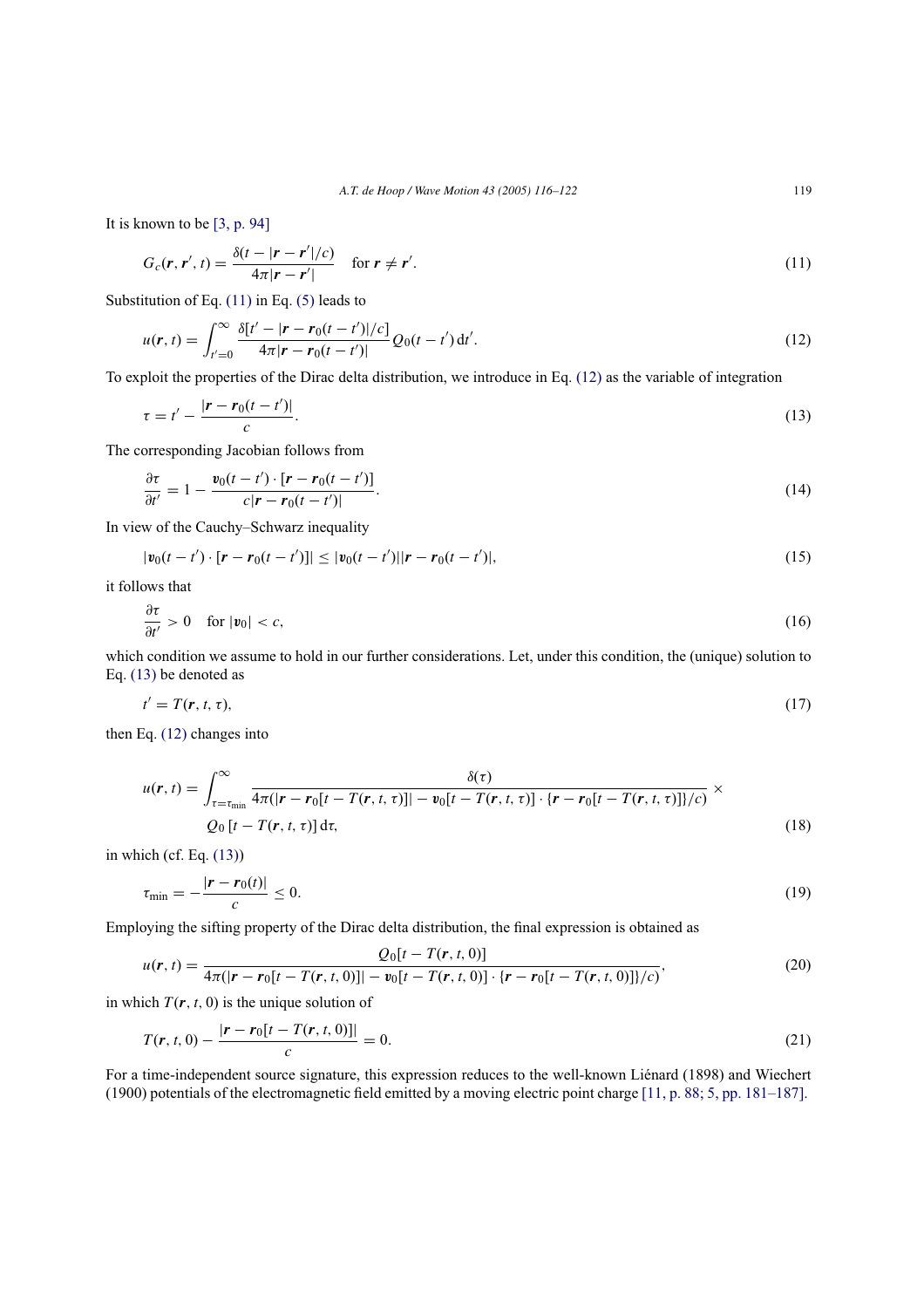It is known to be [3, p. 94]

$$G_c(\boldsymbol{r}, \boldsymbol{r}', t) = \frac{\delta(t - |\boldsymbol{r} - \boldsymbol{r}'|/c)}{4\pi|\boldsymbol{r} - \boldsymbol{r}'|} \quad \text{for } \boldsymbol{r} \neq \boldsymbol{r}'. \tag{11}$$

Substitution of Eq. (11) in Eq. (5) leads to

$$u(\boldsymbol{r}, t) = \int_{t'=0}^{\infty} \frac{\delta[t' - |\boldsymbol{r} - \boldsymbol{r}_0(t - t')|/c]}{4\pi|\boldsymbol{r} - \boldsymbol{r}_0(t - t')|} Q_0(t - t')\,\mathrm{d}t'. \tag{12}$$

To exploit the properties of the Dirac delta distribution, we introduce in Eq. (12) as the variable of integration

$$\tau = t' - \frac{|\boldsymbol{r} - \boldsymbol{r}_0(t - t')|}{c}. \tag{13}$$

The corresponding Jacobian follows from

$$\frac{\partial \tau}{\partial t'} = 1 - \frac{\boldsymbol{v}_0(t - t') \cdot [\boldsymbol{r} - \boldsymbol{r}_0(t - t')]}{c|\boldsymbol{r} - \boldsymbol{r}_0(t - t')|}. \tag{14}$$

In view of the Cauchy–Schwarz inequality

$$|\boldsymbol{v}_0(t - t') \cdot [\boldsymbol{r} - \boldsymbol{r}_0(t - t')]| \leq |\boldsymbol{v}_0(t - t')||\boldsymbol{r} - \boldsymbol{r}_0(t - t')|, \tag{15}$$

it follows that

$$\frac{\partial \tau}{\partial t'} > 0 \quad \text{for } |\boldsymbol{v}_0| < c, \tag{16}$$

which condition we assume to hold in our further considerations. Let, under this condition, the (unique) solution to Eq. (13) be denoted as

$$t' = T(\boldsymbol{r}, t, \tau), \tag{17}$$

then Eq. (12) changes into

$$u(\boldsymbol{r}, t) = \int_{\tau=\tau_{\min}}^{\infty} \frac{\delta(\tau)}{4\pi(|\boldsymbol{r} - \boldsymbol{r}_0[t - T(\boldsymbol{r}, t, \tau)]| - \boldsymbol{v}_0[t - T(\boldsymbol{r}, t, \tau)] \cdot \{\boldsymbol{r} - \boldsymbol{r}_0[t - T(\boldsymbol{r}, t, \tau)]\}/c)} \times Q_0\,[t - T(\boldsymbol{r}, t, \tau)]\,\mathrm{d}\tau, \tag{18}$$

in which (cf. Eq. (13))

$$\tau_{\min} = -\frac{|\boldsymbol{r} - \boldsymbol{r}_0(t)|}{c} \leq 0. \tag{19}$$

Employing the sifting property of the Dirac delta distribution, the final expression is obtained as

$$u(\boldsymbol{r}, t) = \frac{Q_0[t - T(\boldsymbol{r}, t, 0)]}{4\pi(|\boldsymbol{r} - \boldsymbol{r}_0[t - T(\boldsymbol{r}, t, 0)]| - \boldsymbol{v}_0[t - T(\boldsymbol{r}, t, 0)] \cdot \{\boldsymbol{r} - \boldsymbol{r}_0[t - T(\boldsymbol{r}, t, 0)]\}/c)}, \tag{20}$$

in which $T(\boldsymbol{r}, t, 0)$ is the unique solution of

$$T(\boldsymbol{r}, t, 0) - \frac{|\boldsymbol{r} - \boldsymbol{r}_0[t - T(\boldsymbol{r}, t, 0)]|}{c} = 0. \tag{21}$$

For a time-independent source signature, this expression reduces to the well-known Liénard (1898) and Wiechert (1900) potentials of the electromagnetic field emitted by a moving electric point charge [11, p. 88; 5, pp. 181–187].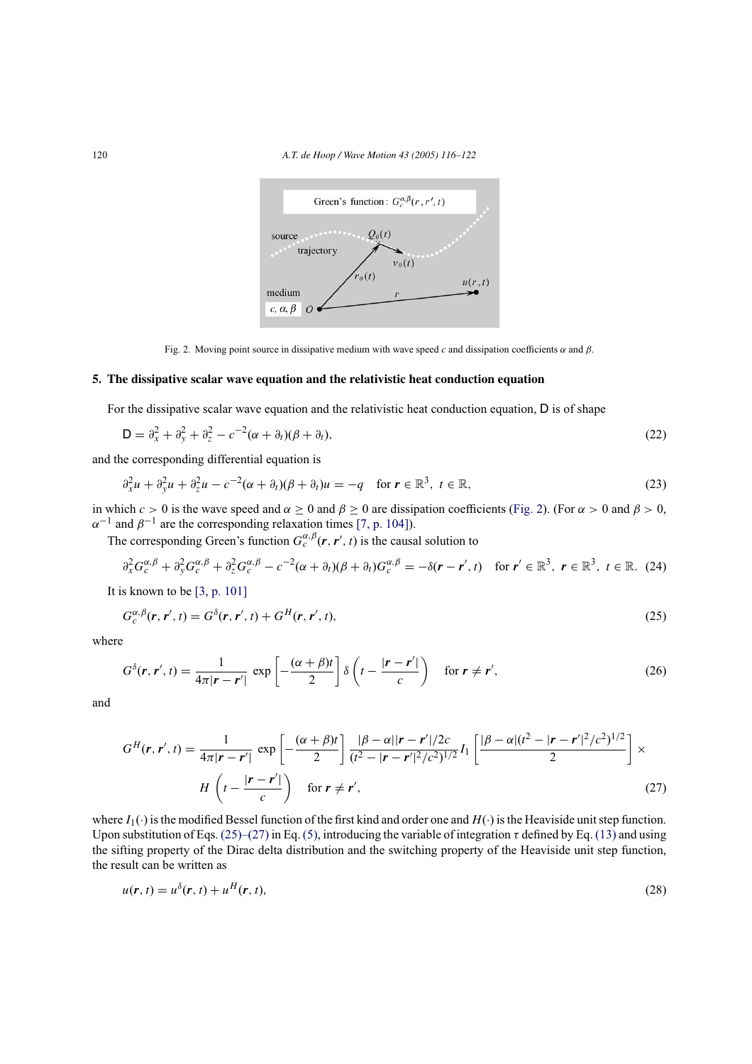Fig. 2. Moving point source in dissipative medium with wave speed $c$ and dissipation coefficients $\alpha$ and $\beta$.

## 5. The dissipative scalar wave equation and the relativistic heat conduction equation

For the dissipative scalar wave equation and the relativistic heat conduction equation, $\mathsf{D}$ is of shape

$$
\mathsf{D} = \partial_x^2 + \partial_y^2 + \partial_z^2 - c^{-2}(\alpha + \partial_t)(\beta + \partial_t), \tag{22}
$$

and the corresponding differential equation is

$$
\partial_x^2 u + \partial_y^2 u + \partial_z^2 u - c^{-2}(\alpha + \partial_t)(\beta + \partial_t)u = -q \quad \text{for } \boldsymbol{r} \in \mathbb{R}^3,\ t \in \mathbb{R}, \tag{23}
$$

in which $c > 0$ is the wave speed and $\alpha \geq 0$ and $\beta \geq 0$ are dissipation coefficients (Fig. 2). (For $\alpha > 0$ and $\beta > 0$, $\alpha^{-1}$ and $\beta^{-1}$ are the corresponding relaxation times [7, p. 104]).

The corresponding Green's function $G_c^{\alpha,\beta}(\boldsymbol{r}, \boldsymbol{r}', t)$ is the causal solution to

$$
\partial_x^2 G_c^{\alpha,\beta} + \partial_y^2 G_c^{\alpha,\beta} + \partial_z^2 G_c^{\alpha,\beta} - c^{-2}(\alpha + \partial_t)(\beta + \partial_t)G_c^{\alpha,\beta} = -\delta(\boldsymbol{r} - \boldsymbol{r}', t) \quad \text{for } \boldsymbol{r}' \in \mathbb{R}^3,\ \boldsymbol{r} \in \mathbb{R}^3,\ t \in \mathbb{R}. \tag{24}
$$

It is known to be [3, p. 101]

$$
G_c^{\alpha,\beta}(\boldsymbol{r}, \boldsymbol{r}', t) = G^{\delta}(\boldsymbol{r}, \boldsymbol{r}', t) + G^{H}(\boldsymbol{r}, \boldsymbol{r}', t), \tag{25}
$$

where

$$
G^{\delta}(\boldsymbol{r}, \boldsymbol{r}', t) = \frac{1}{4\pi|\boldsymbol{r} - \boldsymbol{r}'|} \exp\left[-\frac{(\alpha + \beta)t}{2}\right] \delta\left(t - \frac{|\boldsymbol{r} - \boldsymbol{r}'|}{c}\right) \quad \text{for } \boldsymbol{r} \neq \boldsymbol{r}', \tag{26}
$$

and

$$
G^{H}(\boldsymbol{r}, \boldsymbol{r}', t) = \frac{1}{4\pi|\boldsymbol{r} - \boldsymbol{r}'|} \exp\left[-\frac{(\alpha + \beta)t}{2}\right] \frac{|\beta - \alpha||\boldsymbol{r} - \boldsymbol{r}'|/2c}{(t^2 - |\boldsymbol{r} - \boldsymbol{r}'|^2/c^2)^{1/2}} I_1\left[\frac{|\beta - \alpha|(t^2 - |\boldsymbol{r} - \boldsymbol{r}'|^2/c^2)^{1/2}}{2}\right] \times H\left(t - \frac{|\boldsymbol{r} - \boldsymbol{r}'|}{c}\right) \quad \text{for } \boldsymbol{r} \neq \boldsymbol{r}', \tag{27}
$$

where $I_1(\cdot)$ is the modified Bessel function of the first kind and order one and $H(\cdot)$ is the Heaviside unit step function. Upon substitution of Eqs. (25)–(27) in Eq. (5), introducing the variable of integration $\tau$ defined by Eq. (13) and using the sifting property of the Dirac delta distribution and the switching property of the Heaviside unit step function, the result can be written as

$$
u(\boldsymbol{r}, t) = u^{\delta}(\boldsymbol{r}, t) + u^{H}(\boldsymbol{r}, t), \tag{28}
$$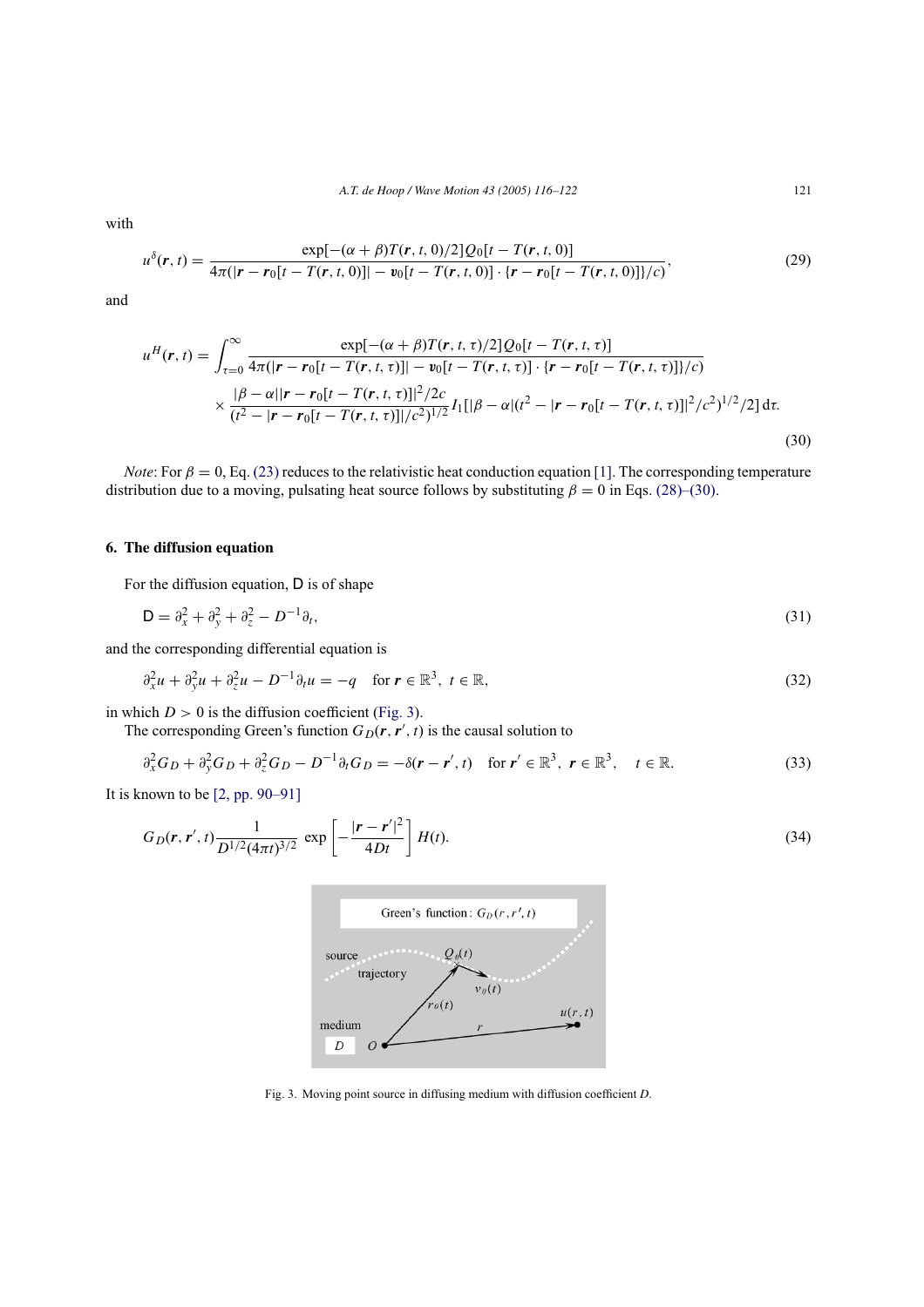with

$$u^{\delta}(\boldsymbol{r}, t) = \frac{\exp[-(\alpha+\beta)T(\boldsymbol{r}, t, 0)/2]Q_0[t - T(\boldsymbol{r}, t, 0)]}{4\pi(|\boldsymbol{r} - \boldsymbol{r}_0[t - T(\boldsymbol{r}, t, 0)]| - \boldsymbol{v}_0[t - T(\boldsymbol{r}, t, 0)] \cdot \{\boldsymbol{r} - \boldsymbol{r}_0[t - T(\boldsymbol{r}, t, 0)]\}/c)}, \tag{29}$$

and

$$\begin{aligned} u^{H}(\boldsymbol{r}, t) = \int_{\tau=0}^{\infty} & \frac{\exp[-(\alpha+\beta)T(\boldsymbol{r}, t, \tau)/2]Q_0[t - T(\boldsymbol{r}, t, \tau)]}{4\pi(|\boldsymbol{r} - \boldsymbol{r}_0[t - T(\boldsymbol{r}, t, \tau)]| - \boldsymbol{v}_0[t - T(\boldsymbol{r}, t, \tau)] \cdot \{\boldsymbol{r} - \boldsymbol{r}_0[t - T(\boldsymbol{r}, t, \tau)]\}/c)} \\ & \times \frac{|\beta - \alpha||\boldsymbol{r} - \boldsymbol{r}_0[t - T(\boldsymbol{r}, t, \tau)]|^2/2c}{(t^2 - |\boldsymbol{r} - \boldsymbol{r}_0[t - T(\boldsymbol{r}, t, \tau)]|/c^2)^{1/2}} I_1[|\beta - \alpha|(t^2 - |\boldsymbol{r} - \boldsymbol{r}_0[t - T(\boldsymbol{r}, t, \tau)]|^2/c^2)^{1/2}/2] \,\mathrm{d}\tau. \end{aligned} \tag{30}$$

*Note*: For $\beta = 0$, Eq. (23) reduces to the relativistic heat conduction equation [1]. The corresponding temperature distribution due to a moving, pulsating heat source follows by substituting $\beta = 0$ in Eqs. (28)–(30).

## 6. The diffusion equation

For the diffusion equation, $\mathsf{D}$ is of shape

$$\mathsf{D} = \partial_x^2 + \partial_y^2 + \partial_z^2 - D^{-1}\partial_t, \tag{31}$$

and the corresponding differential equation is

$$\partial_x^2 u + \partial_y^2 u + \partial_z^2 u - D^{-1}\partial_t u = -q \quad \text{for } \boldsymbol{r} \in \mathbb{R}^3,\ t \in \mathbb{R}, \tag{32}$$

in which $D > 0$ is the diffusion coefficient (Fig. 3).

The corresponding Green's function $G_D(\boldsymbol{r}, \boldsymbol{r}', t)$ is the causal solution to

$$\partial_x^2 G_D + \partial_y^2 G_D + \partial_z^2 G_D - D^{-1}\partial_t G_D = -\delta(\boldsymbol{r} - \boldsymbol{r}', t) \quad \text{for } \boldsymbol{r}' \in \mathbb{R}^3,\ \boldsymbol{r} \in \mathbb{R}^3, \quad t \in \mathbb{R}. \tag{33}$$

It is known to be [2, pp. 90–91]

$$G_D(\boldsymbol{r}, \boldsymbol{r}', t)\frac{1}{D^{1/2}(4\pi t)^{3/2}} \exp\left[-\frac{|\boldsymbol{r} - \boldsymbol{r}'|^2}{4Dt}\right] H(t). \tag{34}$$

Fig. 3. Moving point source in diffusing medium with diffusion coefficient $D$.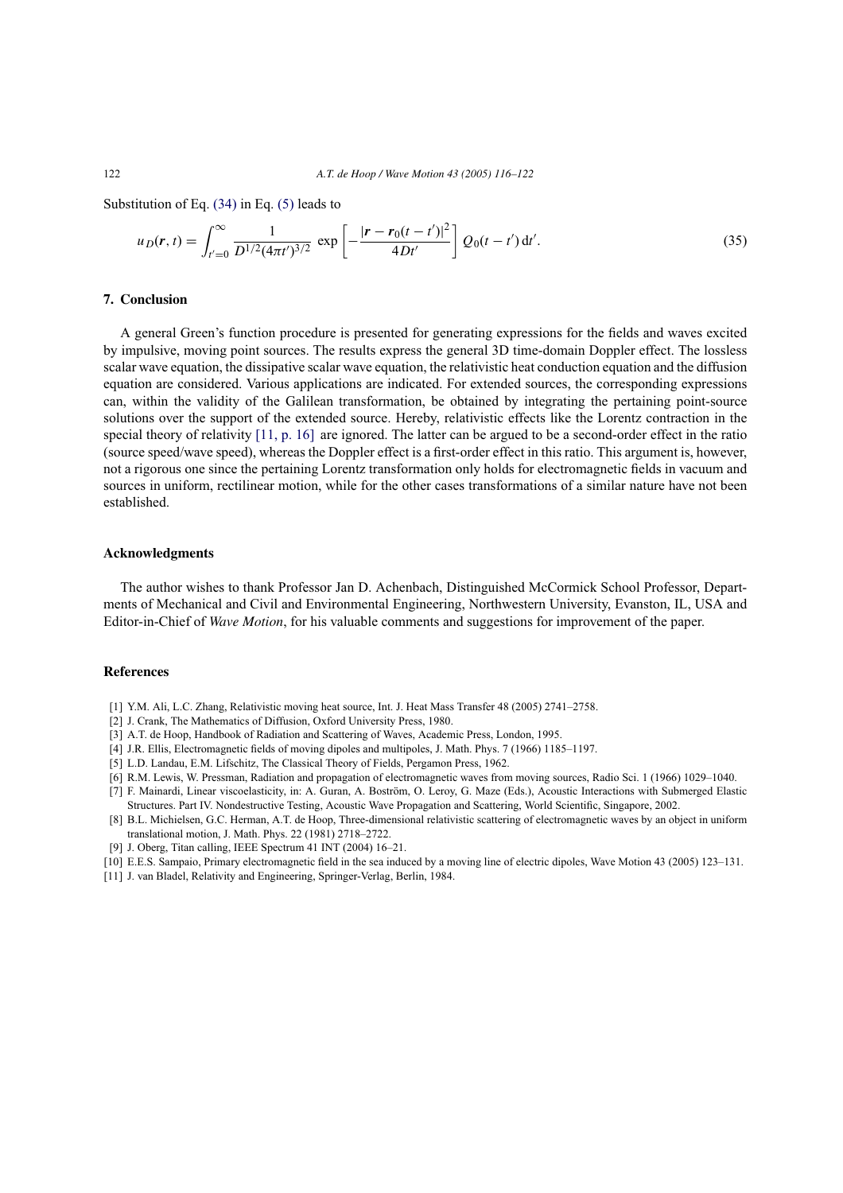Substitution of Eq. (34) in Eq. (5) leads to

$$u_D(\boldsymbol{r}, t) = \int_{t'=0}^{\infty} \frac{1}{D^{1/2}(4\pi t')^{3/2}} \exp\left[-\frac{|\boldsymbol{r} - \boldsymbol{r}_0(t - t')|^2}{4Dt'}\right] Q_0(t - t')\,\mathrm{d}t'. \tag{35}$$

## 7. Conclusion

A general Green's function procedure is presented for generating expressions for the fields and waves excited by impulsive, moving point sources. The results express the general 3D time-domain Doppler effect. The lossless scalar wave equation, the dissipative scalar wave equation, the relativistic heat conduction equation and the diffusion equation are considered. Various applications are indicated. For extended sources, the corresponding expressions can, within the validity of the Galilean transformation, be obtained by integrating the pertaining point-source solutions over the support of the extended source. Hereby, relativistic effects like the Lorentz contraction in the special theory of relativity [11, p. 16] are ignored. The latter can be argued to be a second-order effect in the ratio (source speed/wave speed), whereas the Doppler effect is a first-order effect in this ratio. This argument is, however, not a rigorous one since the pertaining Lorentz transformation only holds for electromagnetic fields in vacuum and sources in uniform, rectilinear motion, while for the other cases transformations of a similar nature have not been established.

## Acknowledgments

The author wishes to thank Professor Jan D. Achenbach, Distinguished McCormick School Professor, Departments of Mechanical and Civil and Environmental Engineering, Northwestern University, Evanston, IL, USA and Editor-in-Chief of *Wave Motion*, for his valuable comments and suggestions for improvement of the paper.

## References

[1] Y.M. Ali, L.C. Zhang, Relativistic moving heat source, Int. J. Heat Mass Transfer 48 (2005) 2741–2758.
[2] J. Crank, The Mathematics of Diffusion, Oxford University Press, 1980.
[3] A.T. de Hoop, Handbook of Radiation and Scattering of Waves, Academic Press, London, 1995.
[4] J.R. Ellis, Electromagnetic fields of moving dipoles and multipoles, J. Math. Phys. 7 (1966) 1185–1197.
[5] L.D. Landau, E.M. Lifschitz, The Classical Theory of Fields, Pergamon Press, 1962.
[6] R.M. Lewis, W. Pressman, Radiation and propagation of electromagnetic waves from moving sources, Radio Sci. 1 (1966) 1029–1040.
[7] F. Mainardi, Linear viscoelasticity, in: A. Guran, A. Boström, O. Leroy, G. Maze (Eds.), Acoustic Interactions with Submerged Elastic Structures. Part IV. Nondestructive Testing, Acoustic Wave Propagation and Scattering, World Scientific, Singapore, 2002.
[8] B.L. Michielsen, G.C. Herman, A.T. de Hoop, Three-dimensional relativistic scattering of electromagnetic waves by an object in uniform translational motion, J. Math. Phys. 22 (1981) 2718–2722.
[9] J. Oberg, Titan calling, IEEE Spectrum 41 INT (2004) 16–21.
[10] E.E.S. Sampaio, Primary electromagnetic field in the sea induced by a moving line of electric dipoles, Wave Motion 43 (2005) 123–131.
[11] J. van Bladel, Relativity and Engineering, Springer-Verlag, Berlin, 1984.